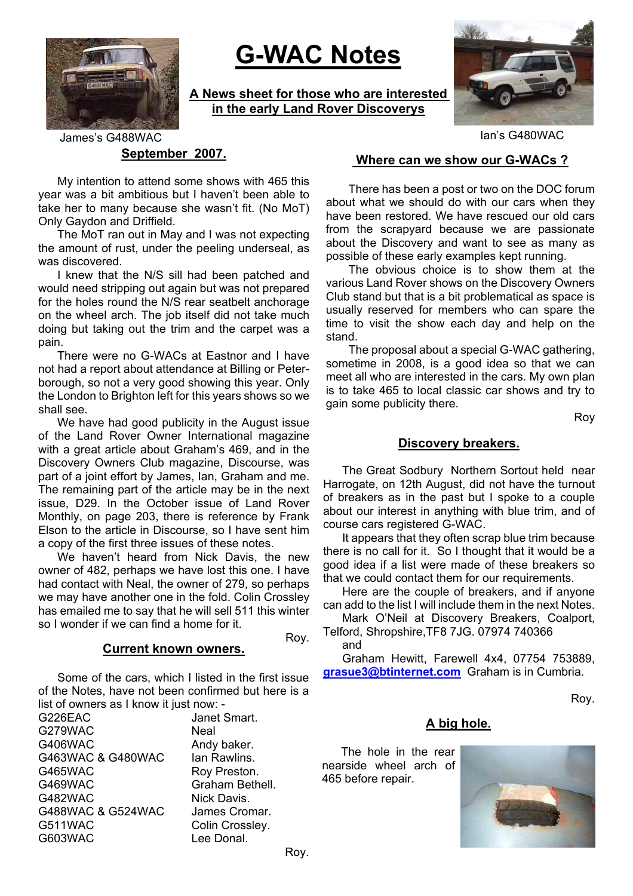# G-WAC Notes

**A News sheet for those who are interested in the early Land Rover Discoverys**

James's G488WAC

Ian's G480WAC

## September 2007.

My intention to attend some shows with 465 this year was a bit ambitious but I haven't been able to take her to many because she wasn't fit. (No MoT) Only Gaydon and Driffield.

The MoT ran out in May and I was not expecting the amount of rust, under the peeling underseal, as was discovered.

I knew that the N/S sill had been patched and would need stripping out again but was not prepared for the holes round the N/S rear seatbelt anchorage on the wheel arch. The job itself did not take much doing but taking out the trim and the carpet was a pain.

There were no G-WACs at Eastnor and I have not had a report about attendance at Billing or Peterborough, so not a very good showing this year. Only the London to Brighton left for this years shows so we shall see.

We have had good publicity in the August issue of the Land Rover Owner International magazine with a great article about Graham's 469, and in the Discovery Owners Club magazine, Discourse, was part of a joint effort by James, Ian, Graham and me. The remaining part of the article may be in the next issue, D29. In the October issue of Land Rover Monthly, on page 203, there is reference by Frank Elson to the article in Discourse, so I have sent him a copy of the first three issues of these notes.

We haven't heard from Nick Davis, the new owner of 482, perhaps we have lost this one. I have had contact with Neal, the owner of 279, so perhaps we may have another one in the fold. Colin Crossley has emailed me to say that he will sell 511 this winter so I wonder if we can find a home for it.

Roy.

## Current known owners.

Some of the cars, which I listed in the first issue of the Notes, have not been confirmed but here is a list of owners as I know it just now: -

| | |
|---|---|
| G226EAC | Janet Smart. |
| G279WAC | Neal |
| G406WAC | Andy baker. |
| G463WAC & G480WAC | Ian Rawlins. |
| G465WAC | Roy Preston. |
| G469WAC | Graham Bethell. |
| G482WAC | Nick Davis. |
| G488WAC & G524WAC | James Cromar. |
| G511WAC | Colin Crossley. |
| G603WAC | Lee Donal. |

Roy.

## Where can we show our G-WACs ?

There has been a post or two on the DOC forum about what we should do with our cars when they have been restored. We have rescued our old cars from the scrapyard because we are passionate about the Discovery and want to see as many as possible of these early examples kept running.

The obvious choice is to show them at the various Land Rover shows on the Discovery Owners Club stand but that is a bit problematical as space is usually reserved for members who can spare the time to visit the show each day and help on the stand.

The proposal about a special G-WAC gathering, sometime in 2008, is a good idea so that we can meet all who are interested in the cars. My own plan is to take 465 to local classic car shows and try to gain some publicity there.

Roy

## Discovery breakers.

The Great Sodbury Northern Sortout held near Harrogate, on 12th August, did not have the turnout of breakers as in the past but I spoke to a couple about our interest in anything with blue trim, and of course cars registered G-WAC.

It appears that they often scrap blue trim because there is no call for it. So I thought that it would be a good idea if a list were made of these breakers so that we could contact them for our requirements.

Here are the couple of breakers, and if anyone can add to the list I will include them in the next Notes.

Mark O'Neil at Discovery Breakers, Coalport, Telford, Shropshire,TF8 7JG. 07974 740366

and

Graham Hewitt, Farewell 4x4, 07754 753889, grasue3@btinternet.com Graham is in Cumbria.

Roy.

## A big hole.

The hole in the rear nearside wheel arch of 465 before repair.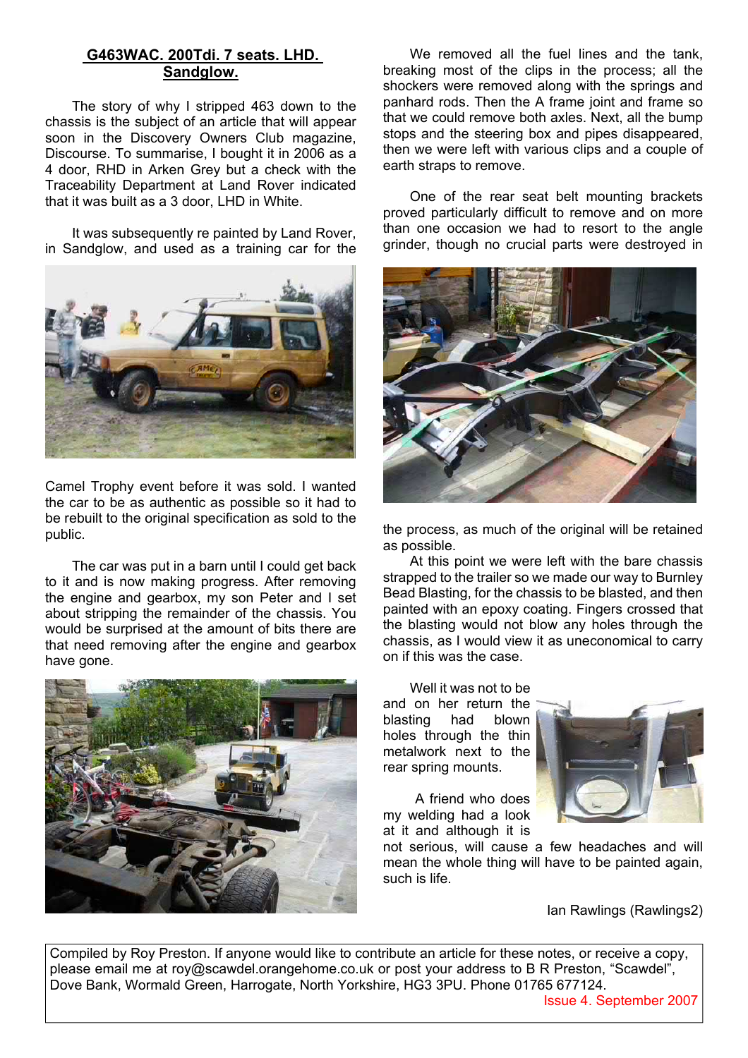## G463WAC. 200Tdi. 7 seats. LHD. Sandglow.

The story of why I stripped 463 down to the chassis is the subject of an article that will appear soon in the Discovery Owners Club magazine, Discourse. To summarise, I bought it in 2006 as a 4 door, RHD in Arken Grey but a check with the Traceability Department at Land Rover indicated that it was built as a 3 door, LHD in White.

It was subsequently re painted by Land Rover, in Sandglow, and used as a training car for the Camel Trophy event before it was sold. I wanted the car to be as authentic as possible so it had to be rebuilt to the original specification as sold to the public.

The car was put in a barn until I could get back to it and is now making progress. After removing the engine and gearbox, my son Peter and I set about stripping the remainder of the chassis. You would be surprised at the amount of bits there are that need removing after the engine and gearbox have gone.

We removed all the fuel lines and the tank, breaking most of the clips in the process; all the shockers were removed along with the springs and panhard rods. Then the A frame joint and frame so that we could remove both axles. Next, all the bump stops and the steering box and pipes disappeared, then we were left with various clips and a couple of earth straps to remove.

One of the rear seat belt mounting brackets proved particularly difficult to remove and on more than one occasion we had to resort to the angle grinder, though no crucial parts were destroyed in the process, as much of the original will be retained as possible.

At this point we were left with the bare chassis strapped to the trailer so we made our way to Burnley Bead Blasting, for the chassis to be blasted, and then painted with an epoxy coating. Fingers crossed that the blasting would not blow any holes through the chassis, as I would view it as uneconomical to carry on if this was the case.

Well it was not to be and on her return the blasting had blown holes through the thin metalwork next to the rear spring mounts.

A friend who does my welding had a look at it and although it is not serious, will cause a few headaches and will mean the whole thing will have to be painted again, such is life.

Ian Rawlings (Rawlings2)

Compiled by Roy Preston. If anyone would like to contribute an article for these notes, or receive a copy, please email me at roy@scawdel.orangehome.co.uk or post your address to B R Preston, "Scawdel", Dove Bank, Wormald Green, Harrogate, North Yorkshire, HG3 3PU. Phone 01765 677124.

Issue 4. September 2007